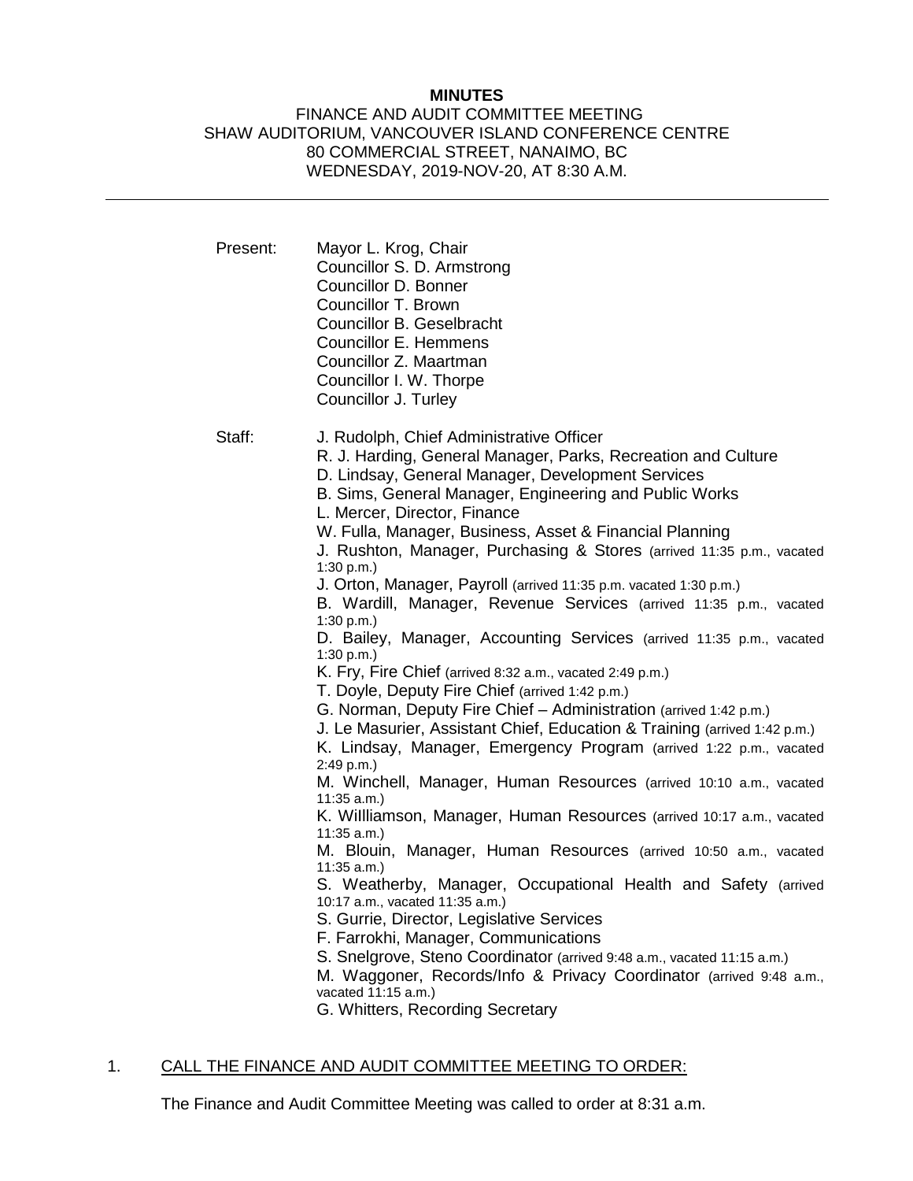**MINUTES**

FINANCE AND AUDIT COMMITTEE MEETING
SHAW AUDITORIUM, VANCOUVER ISLAND CONFERENCE CENTRE
80 COMMERCIAL STREET, NANAIMO, BC
WEDNESDAY, 2019-NOV-20, AT 8:30 A.M.

---

Present: Mayor L. Krog, Chair
Councillor S. D. Armstrong
Councillor D. Bonner
Councillor T. Brown
Councillor B. Geselbracht
Councillor E. Hemmens
Councillor Z. Maartman
Councillor I. W. Thorpe
Councillor J. Turley

Staff: J. Rudolph, Chief Administrative Officer
R. J. Harding, General Manager, Parks, Recreation and Culture
D. Lindsay, General Manager, Development Services
B. Sims, General Manager, Engineering and Public Works
L. Mercer, Director, Finance
W. Fulla, Manager, Business, Asset & Financial Planning
J. Rushton, Manager, Purchasing & Stores (arrived 11:35 p.m., vacated 1:30 p.m.)
J. Orton, Manager, Payroll (arrived 11:35 p.m. vacated 1:30 p.m.)
B. Wardill, Manager, Revenue Services (arrived 11:35 p.m., vacated 1:30 p.m.)
D. Bailey, Manager, Accounting Services (arrived 11:35 p.m., vacated 1:30 p.m.)
K. Fry, Fire Chief (arrived 8:32 a.m., vacated 2:49 p.m.)
T. Doyle, Deputy Fire Chief (arrived 1:42 p.m.)
G. Norman, Deputy Fire Chief – Administration (arrived 1:42 p.m.)
J. Le Masurier, Assistant Chief, Education & Training (arrived 1:42 p.m.)
K. Lindsay, Manager, Emergency Program (arrived 1:22 p.m., vacated 2:49 p.m.)
M. Winchell, Manager, Human Resources (arrived 10:10 a.m., vacated 11:35 a.m.)
K. WIlliamson, Manager, Human Resources (arrived 10:17 a.m., vacated 11:35 a.m.)
M. Blouin, Manager, Human Resources (arrived 10:50 a.m., vacated 11:35 a.m.)
S. Weatherby, Manager, Occupational Health and Safety (arrived 10:17 a.m., vacated 11:35 a.m.)
S. Gurrie, Director, Legislative Services
F. Farrokhi, Manager, Communications
S. Snelgrove, Steno Coordinator (arrived 9:48 a.m., vacated 11:15 a.m.)
M. Waggoner, Records/Info & Privacy Coordinator (arrived 9:48 a.m., vacated 11:15 a.m.)
G. Whitters, Recording Secretary

1. CALL THE FINANCE AND AUDIT COMMITTEE MEETING TO ORDER:

The Finance and Audit Committee Meeting was called to order at 8:31 a.m.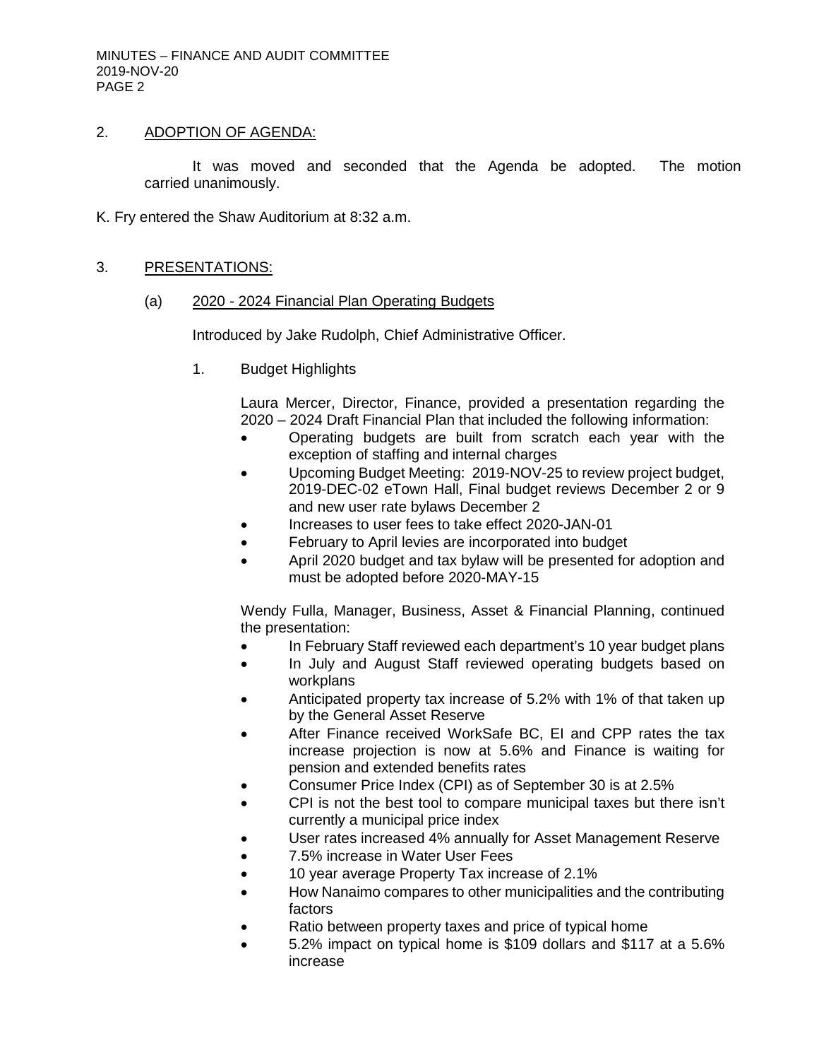## 2. ADOPTION OF AGENDA:

It was moved and seconded that the Agenda be adopted. The motion carried unanimously.

K. Fry entered the Shaw Auditorium at 8:32 a.m.

## 3. PRESENTATIONS:

### (a) 2020 - 2024 Financial Plan Operating Budgets

Introduced by Jake Rudolph, Chief Administrative Officer.

1. Budget Highlights

   Laura Mercer, Director, Finance, provided a presentation regarding the 2020 – 2024 Draft Financial Plan that included the following information:

   - Operating budgets are built from scratch each year with the exception of staffing and internal charges
   - Upcoming Budget Meeting: 2019-NOV-25 to review project budget, 2019-DEC-02 eTown Hall, Final budget reviews December 2 or 9 and new user rate bylaws December 2
   - Increases to user fees to take effect 2020-JAN-01
   - February to April levies are incorporated into budget
   - April 2020 budget and tax bylaw will be presented for adoption and must be adopted before 2020-MAY-15

   Wendy Fulla, Manager, Business, Asset & Financial Planning, continued the presentation:

   - In February Staff reviewed each department's 10 year budget plans
   - In July and August Staff reviewed operating budgets based on workplans
   - Anticipated property tax increase of 5.2% with 1% of that taken up by the General Asset Reserve
   - After Finance received WorkSafe BC, EI and CPP rates the tax increase projection is now at 5.6% and Finance is waiting for pension and extended benefits rates
   - Consumer Price Index (CPI) as of September 30 is at 2.5%
   - CPI is not the best tool to compare municipal taxes but there isn't currently a municipal price index
   - User rates increased 4% annually for Asset Management Reserve
   - 7.5% increase in Water User Fees
   - 10 year average Property Tax increase of 2.1%
   - How Nanaimo compares to other municipalities and the contributing factors
   - Ratio between property taxes and price of typical home
   - 5.2% impact on typical home is $109 dollars and $117 at a 5.6% increase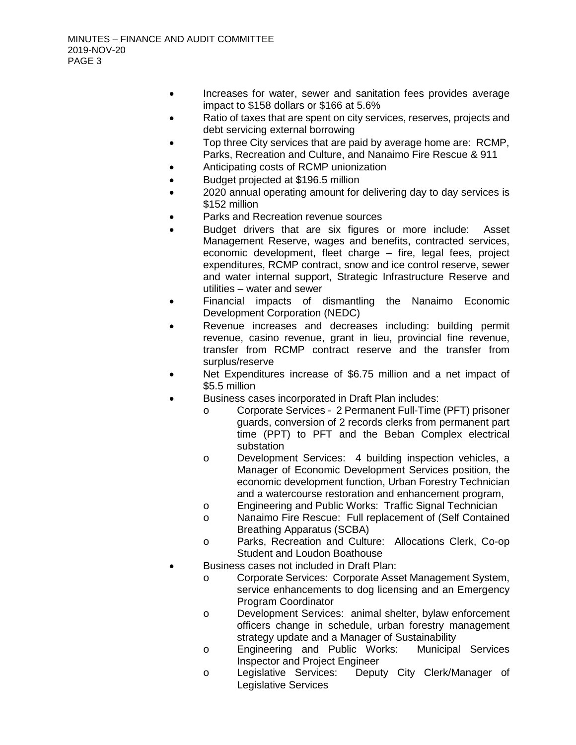- Increases for water, sewer and sanitation fees provides average impact to $158 dollars or $166 at 5.6%
- Ratio of taxes that are spent on city services, reserves, projects and debt servicing external borrowing
- Top three City services that are paid by average home are: RCMP, Parks, Recreation and Culture, and Nanaimo Fire Rescue & 911
- Anticipating costs of RCMP unionization
- Budget projected at $196.5 million
- 2020 annual operating amount for delivering day to day services is $152 million
- Parks and Recreation revenue sources
- Budget drivers that are six figures or more include: Asset Management Reserve, wages and benefits, contracted services, economic development, fleet charge – fire, legal fees, project expenditures, RCMP contract, snow and ice control reserve, sewer and water internal support, Strategic Infrastructure Reserve and utilities – water and sewer
- Financial impacts of dismantling the Nanaimo Economic Development Corporation (NEDC)
- Revenue increases and decreases including: building permit revenue, casino revenue, grant in lieu, provincial fine revenue, transfer from RCMP contract reserve and the transfer from surplus/reserve
- Net Expenditures increase of $6.75 million and a net impact of $5.5 million
- Business cases incorporated in Draft Plan includes:
  - Corporate Services - 2 Permanent Full-Time (PFT) prisoner guards, conversion of 2 records clerks from permanent part time (PPT) to PFT and the Beban Complex electrical substation
  - Development Services: 4 building inspection vehicles, a Manager of Economic Development Services position, the economic development function, Urban Forestry Technician and a watercourse restoration and enhancement program,
  - Engineering and Public Works: Traffic Signal Technician
  - Nanaimo Fire Rescue: Full replacement of (Self Contained Breathing Apparatus (SCBA)
  - Parks, Recreation and Culture: Allocations Clerk, Co-op Student and Loudon Boathouse
- Business cases not included in Draft Plan:
  - Corporate Services: Corporate Asset Management System, service enhancements to dog licensing and an Emergency Program Coordinator
  - Development Services: animal shelter, bylaw enforcement officers change in schedule, urban forestry management strategy update and a Manager of Sustainability
  - Engineering and Public Works: Municipal Services Inspector and Project Engineer
  - Legislative Services: Deputy City Clerk/Manager of Legislative Services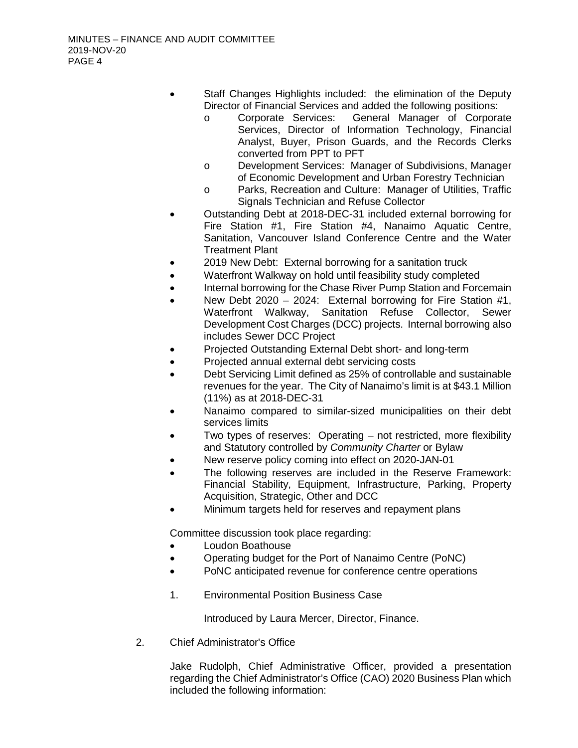- Staff Changes Highlights included: the elimination of the Deputy Director of Financial Services and added the following positions:
  - Corporate Services: General Manager of Corporate Services, Director of Information Technology, Financial Analyst, Buyer, Prison Guards, and the Records Clerks converted from PPT to PFT
  - Development Services: Manager of Subdivisions, Manager of Economic Development and Urban Forestry Technician
  - Parks, Recreation and Culture: Manager of Utilities, Traffic Signals Technician and Refuse Collector
- Outstanding Debt at 2018-DEC-31 included external borrowing for Fire Station #1, Fire Station #4, Nanaimo Aquatic Centre, Sanitation, Vancouver Island Conference Centre and the Water Treatment Plant
- 2019 New Debt: External borrowing for a sanitation truck
- Waterfront Walkway on hold until feasibility study completed
- Internal borrowing for the Chase River Pump Station and Forcemain
- New Debt 2020 – 2024: External borrowing for Fire Station #1, Waterfront Walkway, Sanitation Refuse Collector, Sewer Development Cost Charges (DCC) projects. Internal borrowing also includes Sewer DCC Project
- Projected Outstanding External Debt short- and long-term
- Projected annual external debt servicing costs
- Debt Servicing Limit defined as 25% of controllable and sustainable revenues for the year. The City of Nanaimo's limit is at $43.1 Million (11%) as at 2018-DEC-31
- Nanaimo compared to similar-sized municipalities on their debt services limits
- Two types of reserves: Operating – not restricted, more flexibility and Statutory controlled by *Community Charter* or Bylaw
- New reserve policy coming into effect on 2020-JAN-01
- The following reserves are included in the Reserve Framework: Financial Stability, Equipment, Infrastructure, Parking, Property Acquisition, Strategic, Other and DCC
- Minimum targets held for reserves and repayment plans

Committee discussion took place regarding:

- Loudon Boathouse
- Operating budget for the Port of Nanaimo Centre (PoNC)
- PoNC anticipated revenue for conference centre operations

1. Environmental Position Business Case

   Introduced by Laura Mercer, Director, Finance.

2. Chief Administrator's Office

   Jake Rudolph, Chief Administrative Officer, provided a presentation regarding the Chief Administrator's Office (CAO) 2020 Business Plan which included the following information: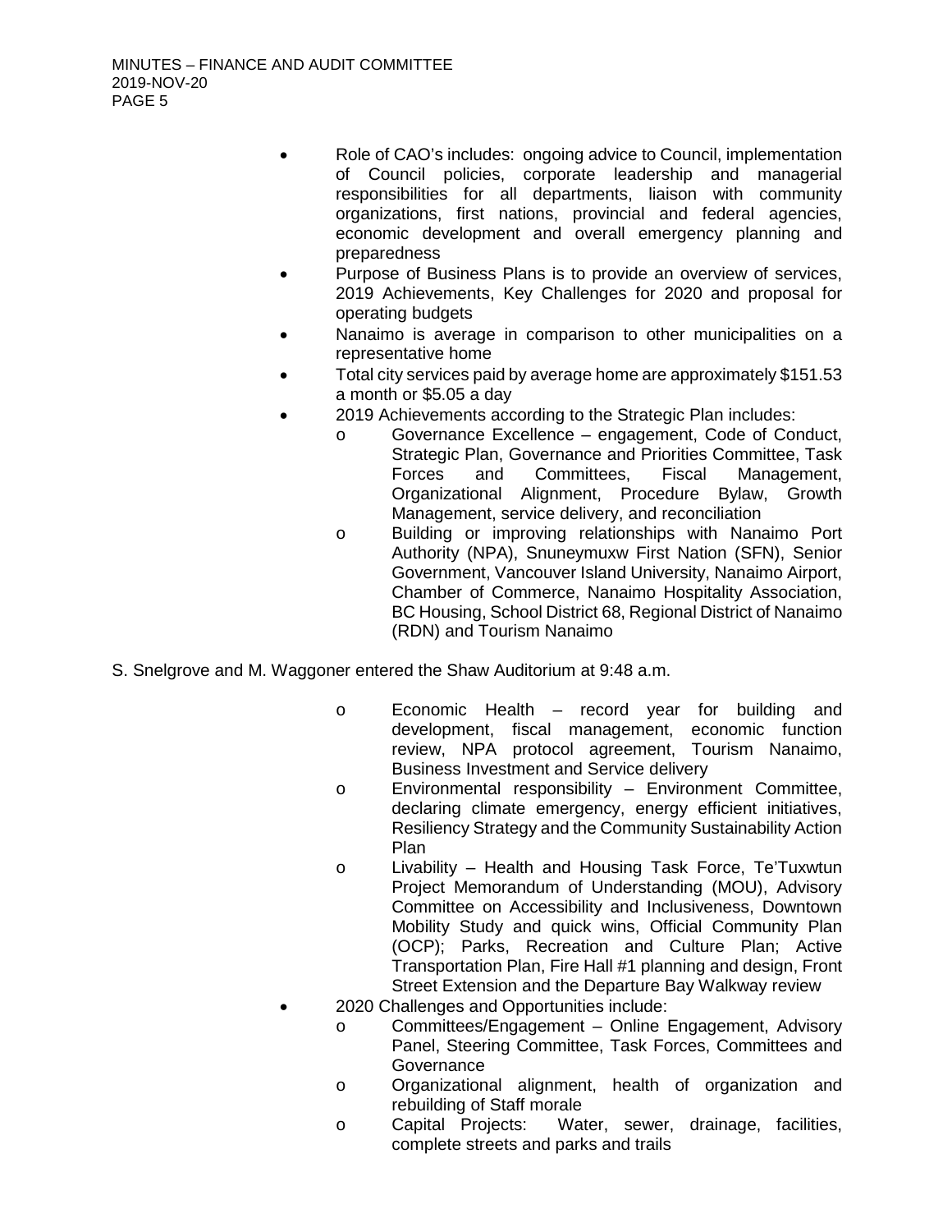- Role of CAO's includes: ongoing advice to Council, implementation of Council policies, corporate leadership and managerial responsibilities for all departments, liaison with community organizations, first nations, provincial and federal agencies, economic development and overall emergency planning and preparedness
- Purpose of Business Plans is to provide an overview of services, 2019 Achievements, Key Challenges for 2020 and proposal for operating budgets
- Nanaimo is average in comparison to other municipalities on a representative home
- Total city services paid by average home are approximately $151.53 a month or $5.05 a day
- 2019 Achievements according to the Strategic Plan includes:
  - Governance Excellence – engagement, Code of Conduct, Strategic Plan, Governance and Priorities Committee, Task Forces and Committees, Fiscal Management, Organizational Alignment, Procedure Bylaw, Growth Management, service delivery, and reconciliation
  - Building or improving relationships with Nanaimo Port Authority (NPA), Snuneymuxw First Nation (SFN), Senior Government, Vancouver Island University, Nanaimo Airport, Chamber of Commerce, Nanaimo Hospitality Association, BC Housing, School District 68, Regional District of Nanaimo (RDN) and Tourism Nanaimo

S. Snelgrove and M. Waggoner entered the Shaw Auditorium at 9:48 a.m.

  - Economic Health – record year for building and development, fiscal management, economic function review, NPA protocol agreement, Tourism Nanaimo, Business Investment and Service delivery
  - Environmental responsibility – Environment Committee, declaring climate emergency, energy efficient initiatives, Resiliency Strategy and the Community Sustainability Action Plan
  - Livability – Health and Housing Task Force, Te'Tuxwtun Project Memorandum of Understanding (MOU), Advisory Committee on Accessibility and Inclusiveness, Downtown Mobility Study and quick wins, Official Community Plan (OCP); Parks, Recreation and Culture Plan; Active Transportation Plan, Fire Hall #1 planning and design, Front Street Extension and the Departure Bay Walkway review
- 2020 Challenges and Opportunities include:
  - Committees/Engagement – Online Engagement, Advisory Panel, Steering Committee, Task Forces, Committees and Governance
  - Organizational alignment, health of organization and rebuilding of Staff morale
  - Capital Projects: Water, sewer, drainage, facilities, complete streets and parks and trails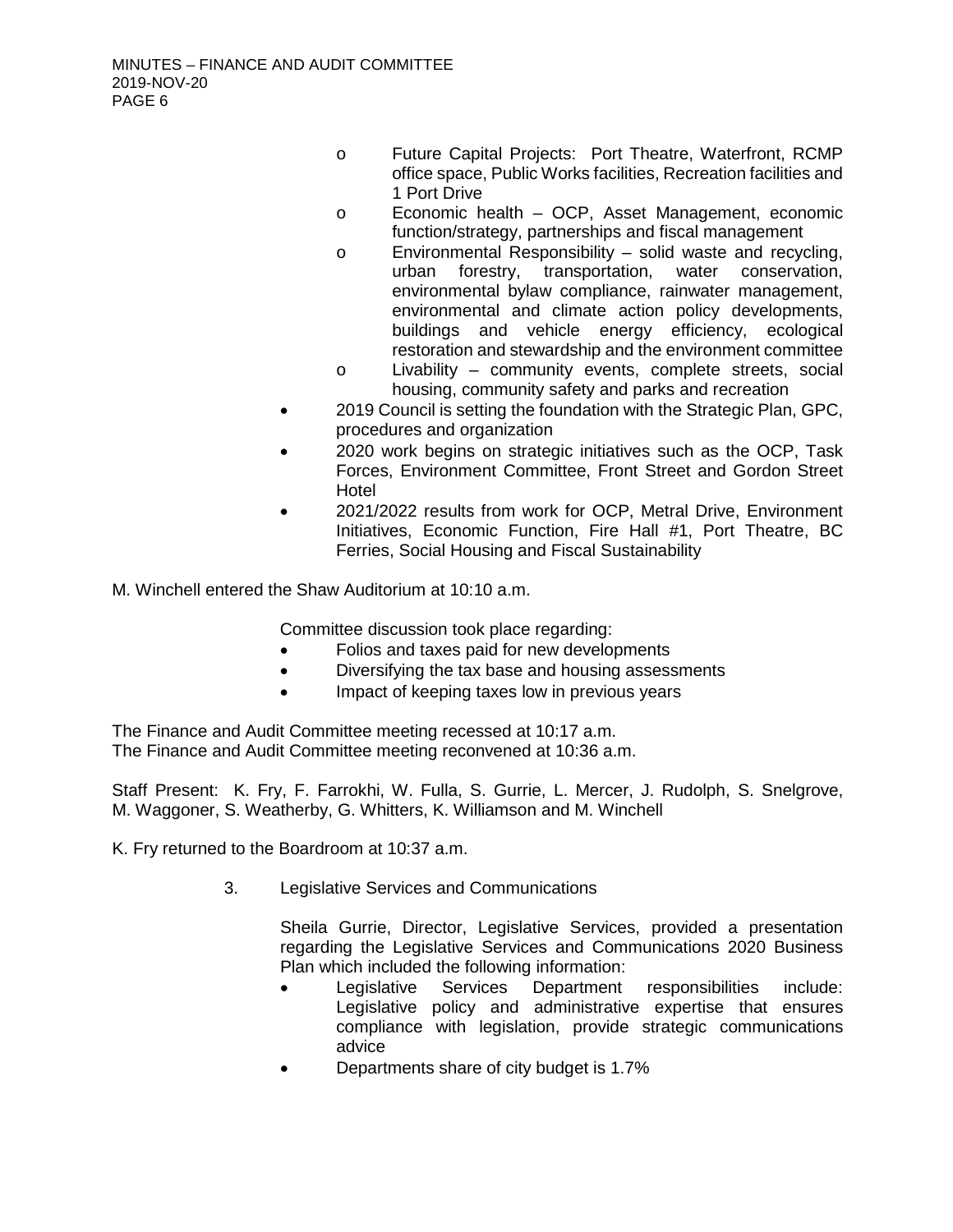- Future Capital Projects: Port Theatre, Waterfront, RCMP office space, Public Works facilities, Recreation facilities and 1 Port Drive
    - Economic health – OCP, Asset Management, economic function/strategy, partnerships and fiscal management
    - Environmental Responsibility – solid waste and recycling, urban forestry, transportation, water conservation, environmental bylaw compliance, rainwater management, environmental and climate action policy developments, buildings and vehicle energy efficiency, ecological restoration and stewardship and the environment committee
    - Livability – community events, complete streets, social housing, community safety and parks and recreation
- 2019 Council is setting the foundation with the Strategic Plan, GPC, procedures and organization
- 2020 work begins on strategic initiatives such as the OCP, Task Forces, Environment Committee, Front Street and Gordon Street Hotel
- 2021/2022 results from work for OCP, Metral Drive, Environment Initiatives, Economic Function, Fire Hall #1, Port Theatre, BC Ferries, Social Housing and Fiscal Sustainability

M. Winchell entered the Shaw Auditorium at 10:10 a.m.

Committee discussion took place regarding:

- Folios and taxes paid for new developments
- Diversifying the tax base and housing assessments
- Impact of keeping taxes low in previous years

The Finance and Audit Committee meeting recessed at 10:17 a.m.
The Finance and Audit Committee meeting reconvened at 10:36 a.m.

Staff Present: K. Fry, F. Farrokhi, W. Fulla, S. Gurrie, L. Mercer, J. Rudolph, S. Snelgrove, M. Waggoner, S. Weatherby, G. Whitters, K. Williamson and M. Winchell

K. Fry returned to the Boardroom at 10:37 a.m.

3. Legislative Services and Communications

Sheila Gurrie, Director, Legislative Services, provided a presentation regarding the Legislative Services and Communications 2020 Business Plan which included the following information:

- Legislative Services Department responsibilities include: Legislative policy and administrative expertise that ensures compliance with legislation, provide strategic communications advice
- Departments share of city budget is 1.7%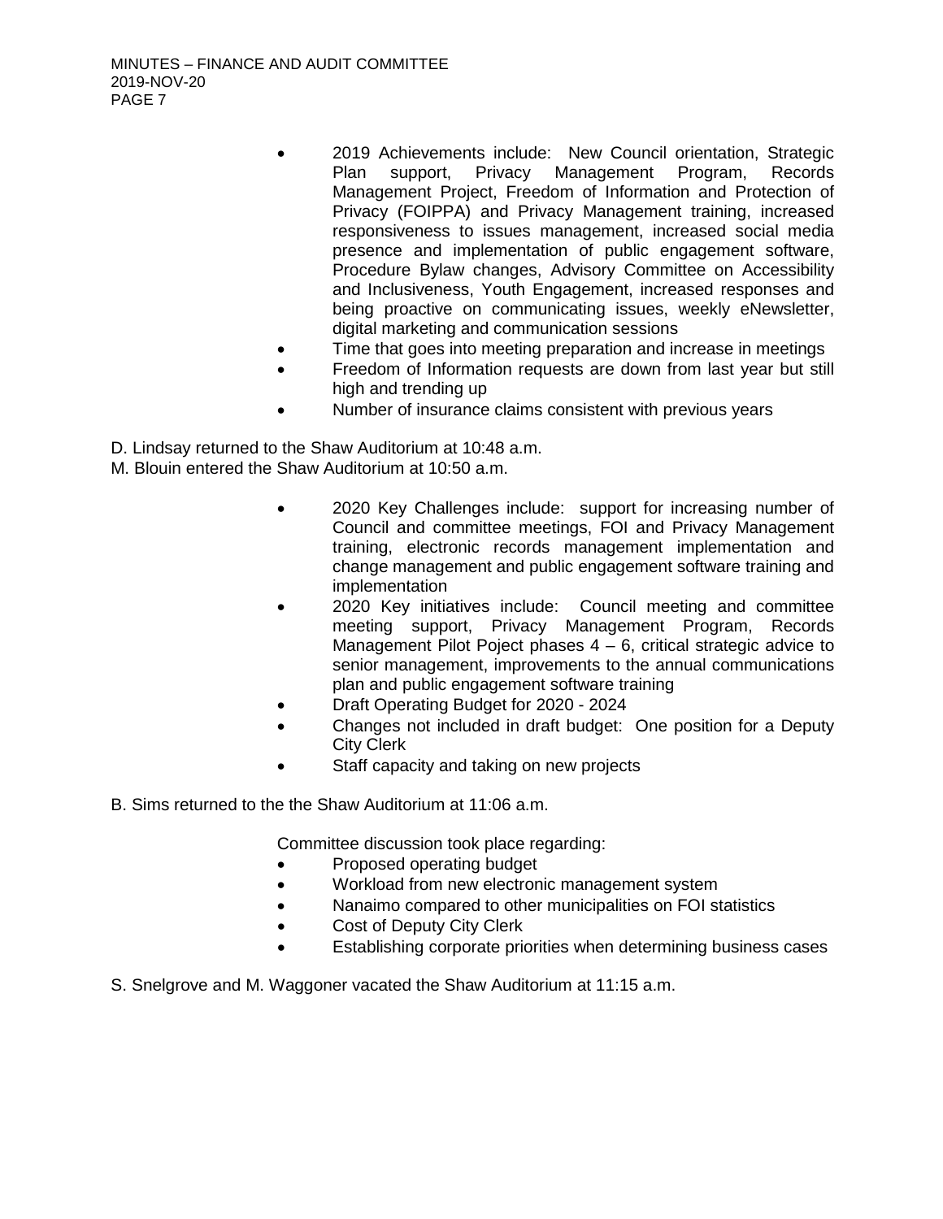- 2019 Achievements include: New Council orientation, Strategic Plan support, Privacy Management Program, Records Management Project, Freedom of Information and Protection of Privacy (FOIPPA) and Privacy Management training, increased responsiveness to issues management, increased social media presence and implementation of public engagement software, Procedure Bylaw changes, Advisory Committee on Accessibility and Inclusiveness, Youth Engagement, increased responses and being proactive on communicating issues, weekly eNewsletter, digital marketing and communication sessions
- Time that goes into meeting preparation and increase in meetings
- Freedom of Information requests are down from last year but still high and trending up
- Number of insurance claims consistent with previous years

D. Lindsay returned to the Shaw Auditorium at 10:48 a.m.
M. Blouin entered the Shaw Auditorium at 10:50 a.m.

- 2020 Key Challenges include: support for increasing number of Council and committee meetings, FOI and Privacy Management training, electronic records management implementation and change management and public engagement software training and implementation
- 2020 Key initiatives include: Council meeting and committee meeting support, Privacy Management Program, Records Management Pilot Poject phases 4 – 6, critical strategic advice to senior management, improvements to the annual communications plan and public engagement software training
- Draft Operating Budget for 2020 - 2024
- Changes not included in draft budget: One position for a Deputy City Clerk
- Staff capacity and taking on new projects

B. Sims returned to the the Shaw Auditorium at 11:06 a.m.

Committee discussion took place regarding:

- Proposed operating budget
- Workload from new electronic management system
- Nanaimo compared to other municipalities on FOI statistics
- Cost of Deputy City Clerk
- Establishing corporate priorities when determining business cases

S. Snelgrove and M. Waggoner vacated the Shaw Auditorium at 11:15 a.m.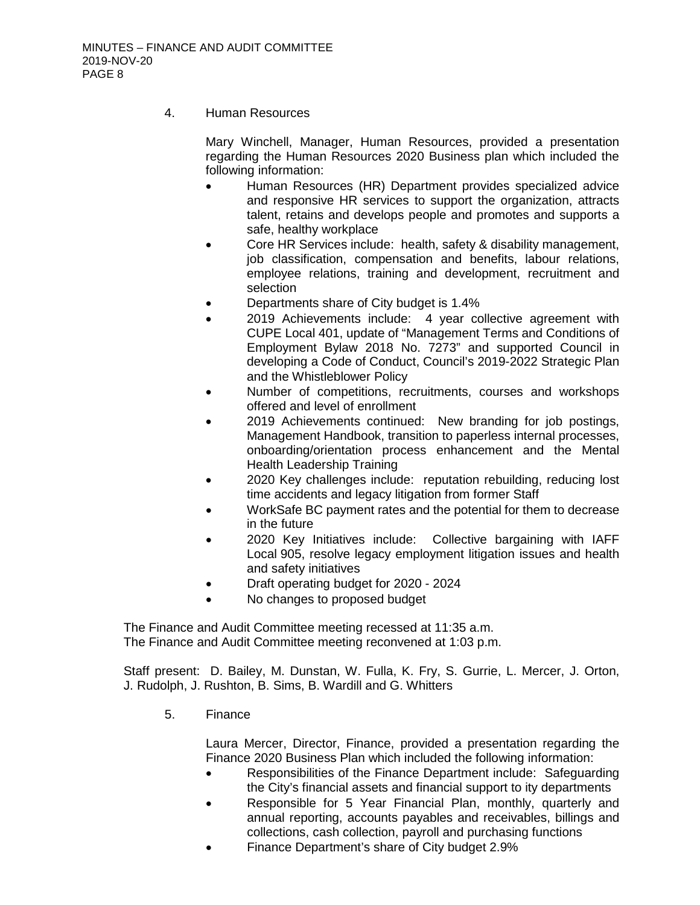4. Human Resources

Mary Winchell, Manager, Human Resources, provided a presentation regarding the Human Resources 2020 Business plan which included the following information:

- Human Resources (HR) Department provides specialized advice and responsive HR services to support the organization, attracts talent, retains and develops people and promotes and supports a safe, healthy workplace
- Core HR Services include: health, safety & disability management, job classification, compensation and benefits, labour relations, employee relations, training and development, recruitment and selection
- Departments share of City budget is 1.4%
- 2019 Achievements include: 4 year collective agreement with CUPE Local 401, update of "Management Terms and Conditions of Employment Bylaw 2018 No. 7273" and supported Council in developing a Code of Conduct, Council's 2019-2022 Strategic Plan and the Whistleblower Policy
- Number of competitions, recruitments, courses and workshops offered and level of enrollment
- 2019 Achievements continued: New branding for job postings, Management Handbook, transition to paperless internal processes, onboarding/orientation process enhancement and the Mental Health Leadership Training
- 2020 Key challenges include: reputation rebuilding, reducing lost time accidents and legacy litigation from former Staff
- WorkSafe BC payment rates and the potential for them to decrease in the future
- 2020 Key Initiatives include: Collective bargaining with IAFF Local 905, resolve legacy employment litigation issues and health and safety initiatives
- Draft operating budget for 2020 - 2024
- No changes to proposed budget

The Finance and Audit Committee meeting recessed at 11:35 a.m.
The Finance and Audit Committee meeting reconvened at 1:03 p.m.

Staff present: D. Bailey, M. Dunstan, W. Fulla, K. Fry, S. Gurrie, L. Mercer, J. Orton, J. Rudolph, J. Rushton, B. Sims, B. Wardill and G. Whitters

5. Finance

Laura Mercer, Director, Finance, provided a presentation regarding the Finance 2020 Business Plan which included the following information:

- Responsibilities of the Finance Department include: Safeguarding the City's financial assets and financial support to ity departments
- Responsible for 5 Year Financial Plan, monthly, quarterly and annual reporting, accounts payables and receivables, billings and collections, cash collection, payroll and purchasing functions
- Finance Department's share of City budget 2.9%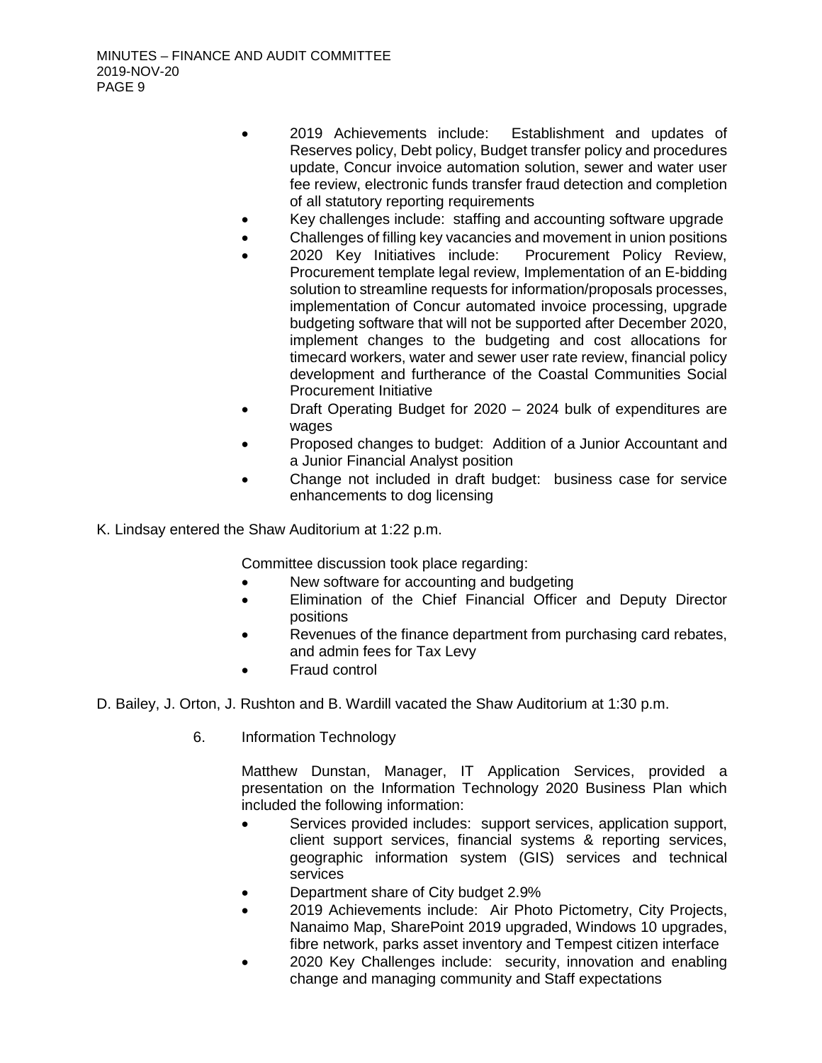- 2019 Achievements include: Establishment and updates of Reserves policy, Debt policy, Budget transfer policy and procedures update, Concur invoice automation solution, sewer and water user fee review, electronic funds transfer fraud detection and completion of all statutory reporting requirements
- Key challenges include: staffing and accounting software upgrade
- Challenges of filling key vacancies and movement in union positions
- 2020 Key Initiatives include: Procurement Policy Review, Procurement template legal review, Implementation of an E-bidding solution to streamline requests for information/proposals processes, implementation of Concur automated invoice processing, upgrade budgeting software that will not be supported after December 2020, implement changes to the budgeting and cost allocations for timecard workers, water and sewer user rate review, financial policy development and furtherance of the Coastal Communities Social Procurement Initiative
- Draft Operating Budget for 2020 – 2024 bulk of expenditures are wages
- Proposed changes to budget: Addition of a Junior Accountant and a Junior Financial Analyst position
- Change not included in draft budget: business case for service enhancements to dog licensing

K. Lindsay entered the Shaw Auditorium at 1:22 p.m.

Committee discussion took place regarding:

- New software for accounting and budgeting
- Elimination of the Chief Financial Officer and Deputy Director positions
- Revenues of the finance department from purchasing card rebates, and admin fees for Tax Levy
- Fraud control

D. Bailey, J. Orton, J. Rushton and B. Wardill vacated the Shaw Auditorium at 1:30 p.m.

6. Information Technology

Matthew Dunstan, Manager, IT Application Services, provided a presentation on the Information Technology 2020 Business Plan which included the following information:

- Services provided includes: support services, application support, client support services, financial systems & reporting services, geographic information system (GIS) services and technical services
- Department share of City budget 2.9%
- 2019 Achievements include: Air Photo Pictometry, City Projects, Nanaimo Map, SharePoint 2019 upgraded, Windows 10 upgrades, fibre network, parks asset inventory and Tempest citizen interface
- 2020 Key Challenges include: security, innovation and enabling change and managing community and Staff expectations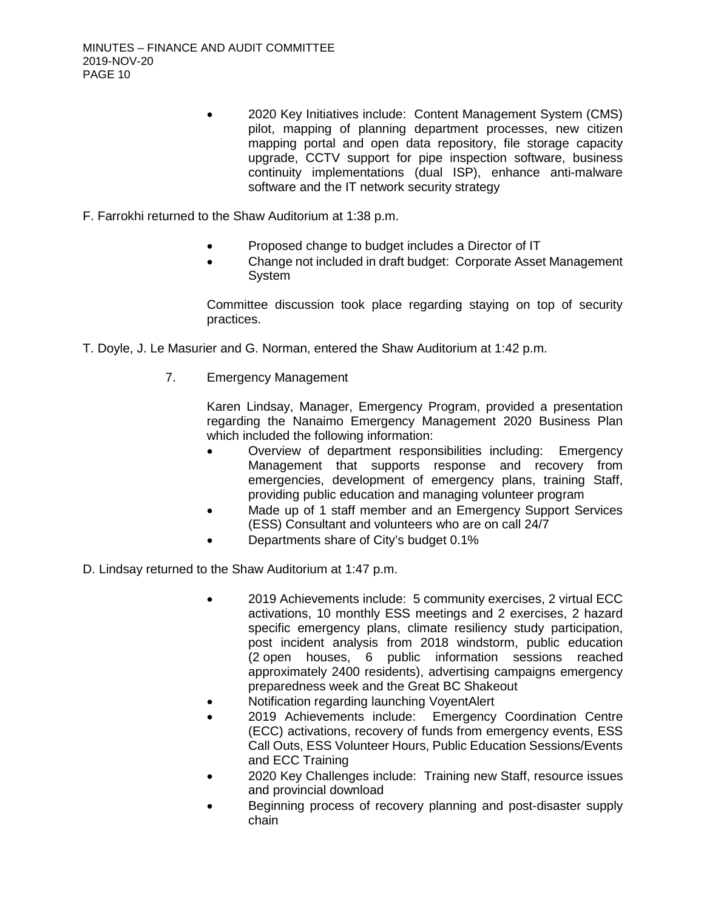- 2020 Key Initiatives include: Content Management System (CMS) pilot, mapping of planning department processes, new citizen mapping portal and open data repository, file storage capacity upgrade, CCTV support for pipe inspection software, business continuity implementations (dual ISP), enhance anti-malware software and the IT network security strategy

F. Farrokhi returned to the Shaw Auditorium at 1:38 p.m.

- Proposed change to budget includes a Director of IT
- Change not included in draft budget: Corporate Asset Management System

Committee discussion took place regarding staying on top of security practices.

T. Doyle, J. Le Masurier and G. Norman, entered the Shaw Auditorium at 1:42 p.m.

7. Emergency Management

Karen Lindsay, Manager, Emergency Program, provided a presentation regarding the Nanaimo Emergency Management 2020 Business Plan which included the following information:

- Overview of department responsibilities including: Emergency Management that supports response and recovery from emergencies, development of emergency plans, training Staff, providing public education and managing volunteer program
- Made up of 1 staff member and an Emergency Support Services (ESS) Consultant and volunteers who are on call 24/7
- Departments share of City's budget 0.1%

D. Lindsay returned to the Shaw Auditorium at 1:47 p.m.

- 2019 Achievements include: 5 community exercises, 2 virtual ECC activations, 10 monthly ESS meetings and 2 exercises, 2 hazard specific emergency plans, climate resiliency study participation, post incident analysis from 2018 windstorm, public education (2 open houses, 6 public information sessions reached approximately 2400 residents), advertising campaigns emergency preparedness week and the Great BC Shakeout
- Notification regarding launching VoyentAlert
- 2019 Achievements include: Emergency Coordination Centre (ECC) activations, recovery of funds from emergency events, ESS Call Outs, ESS Volunteer Hours, Public Education Sessions/Events and ECC Training
- 2020 Key Challenges include: Training new Staff, resource issues and provincial download
- Beginning process of recovery planning and post-disaster supply chain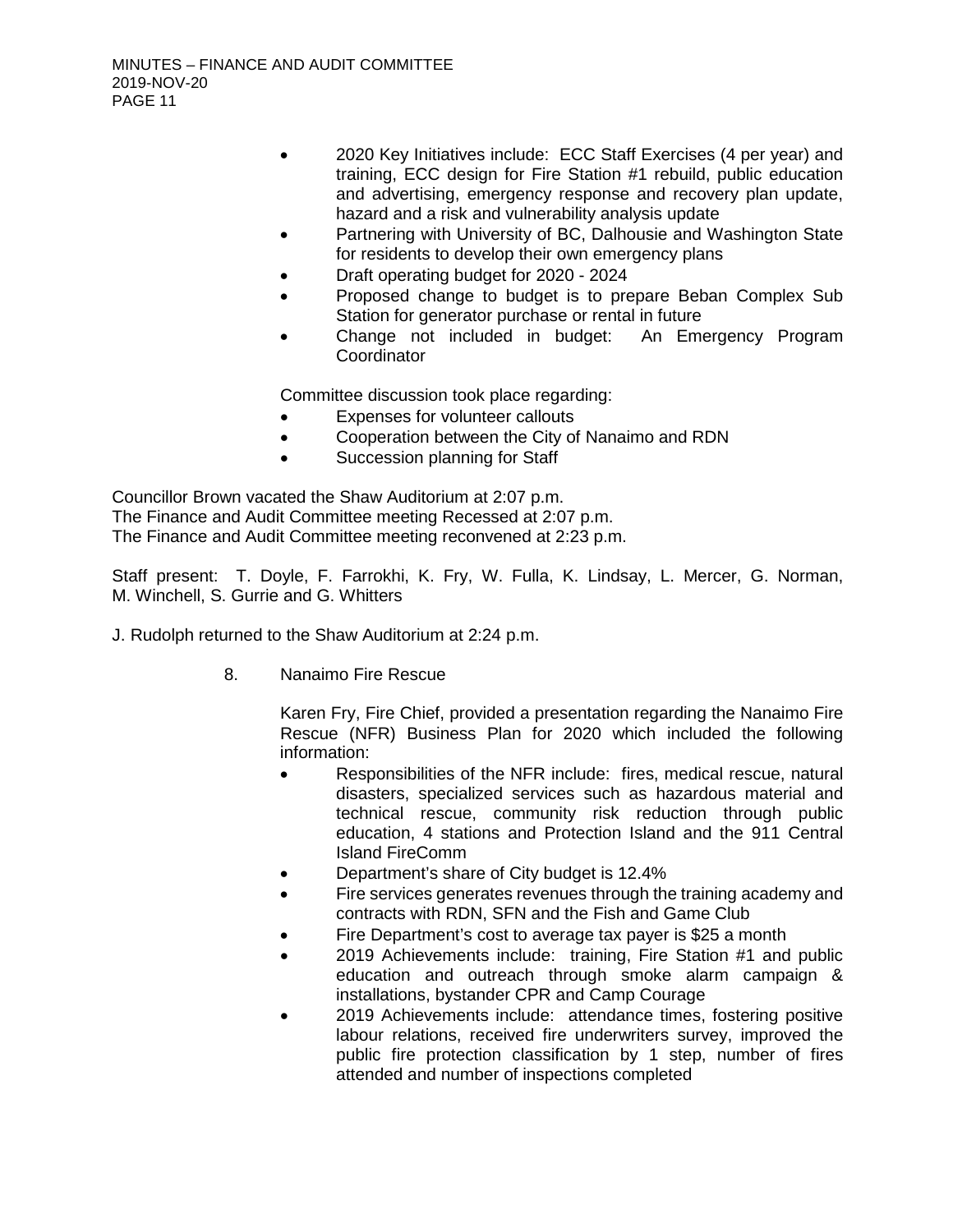- 2020 Key Initiatives include: ECC Staff Exercises (4 per year) and training, ECC design for Fire Station #1 rebuild, public education and advertising, emergency response and recovery plan update, hazard and a risk and vulnerability analysis update
- Partnering with University of BC, Dalhousie and Washington State for residents to develop their own emergency plans
- Draft operating budget for 2020 - 2024
- Proposed change to budget is to prepare Beban Complex Sub Station for generator purchase or rental in future
- Change not included in budget: An Emergency Program Coordinator

Committee discussion took place regarding:

- Expenses for volunteer callouts
- Cooperation between the City of Nanaimo and RDN
- Succession planning for Staff

Councillor Brown vacated the Shaw Auditorium at 2:07 p.m.
The Finance and Audit Committee meeting Recessed at 2:07 p.m.
The Finance and Audit Committee meeting reconvened at 2:23 p.m.

Staff present: T. Doyle, F. Farrokhi, K. Fry, W. Fulla, K. Lindsay, L. Mercer, G. Norman, M. Winchell, S. Gurrie and G. Whitters

J. Rudolph returned to the Shaw Auditorium at 2:24 p.m.

8. Nanaimo Fire Rescue

Karen Fry, Fire Chief, provided a presentation regarding the Nanaimo Fire Rescue (NFR) Business Plan for 2020 which included the following information:

- Responsibilities of the NFR include: fires, medical rescue, natural disasters, specialized services such as hazardous material and technical rescue, community risk reduction through public education, 4 stations and Protection Island and the 911 Central Island FireComm
- Department's share of City budget is 12.4%
- Fire services generates revenues through the training academy and contracts with RDN, SFN and the Fish and Game Club
- Fire Department's cost to average tax payer is $25 a month
- 2019 Achievements include: training, Fire Station #1 and public education and outreach through smoke alarm campaign & installations, bystander CPR and Camp Courage
- 2019 Achievements include: attendance times, fostering positive labour relations, received fire underwriters survey, improved the public fire protection classification by 1 step, number of fires attended and number of inspections completed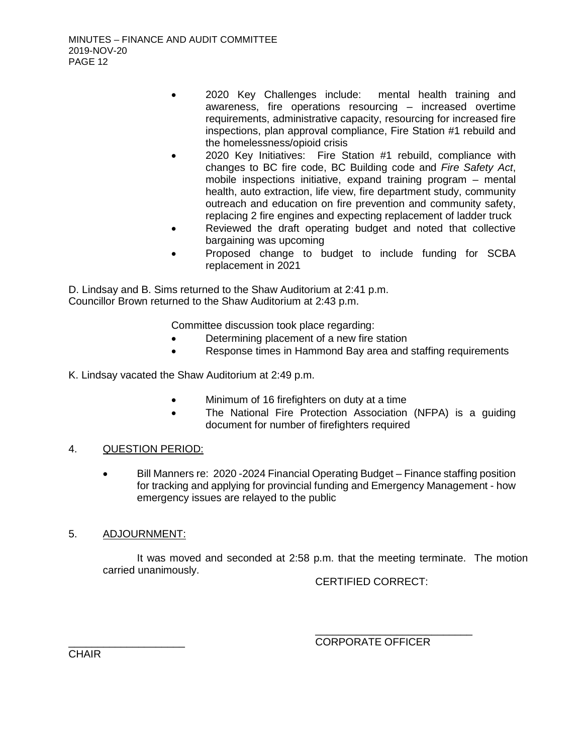- 2020 Key Challenges include: mental health training and awareness, fire operations resourcing – increased overtime requirements, administrative capacity, resourcing for increased fire inspections, plan approval compliance, Fire Station #1 rebuild and the homelessness/opioid crisis
- 2020 Key Initiatives: Fire Station #1 rebuild, compliance with changes to BC fire code, BC Building code and *Fire Safety Act*, mobile inspections initiative, expand training program – mental health, auto extraction, life view, fire department study, community outreach and education on fire prevention and community safety, replacing 2 fire engines and expecting replacement of ladder truck
- Reviewed the draft operating budget and noted that collective bargaining was upcoming
- Proposed change to budget to include funding for SCBA replacement in 2021

D. Lindsay and B. Sims returned to the Shaw Auditorium at 2:41 p.m.
Councillor Brown returned to the Shaw Auditorium at 2:43 p.m.

Committee discussion took place regarding:

- Determining placement of a new fire station
- Response times in Hammond Bay area and staffing requirements

K. Lindsay vacated the Shaw Auditorium at 2:49 p.m.

- Minimum of 16 firefighters on duty at a time
- The National Fire Protection Association (NFPA) is a guiding document for number of firefighters required

## 4. QUESTION PERIOD:

- Bill Manners re: 2020 -2024 Financial Operating Budget – Finance staffing position for tracking and applying for provincial funding and Emergency Management - how emergency issues are relayed to the public

## 5. ADJOURNMENT:

It was moved and seconded at 2:58 p.m. that the meeting terminate. The motion carried unanimously.

CERTIFIED CORRECT:

\_\_\_\_\_\_\_\_\_\_\_\_\_\_\_\_\_\_\_\_
CHAIR

\_\_\_\_\_\_\_\_\_\_\_\_\_\_\_\_\_\_\_\_\_\_\_\_\_\_
CORPORATE OFFICER